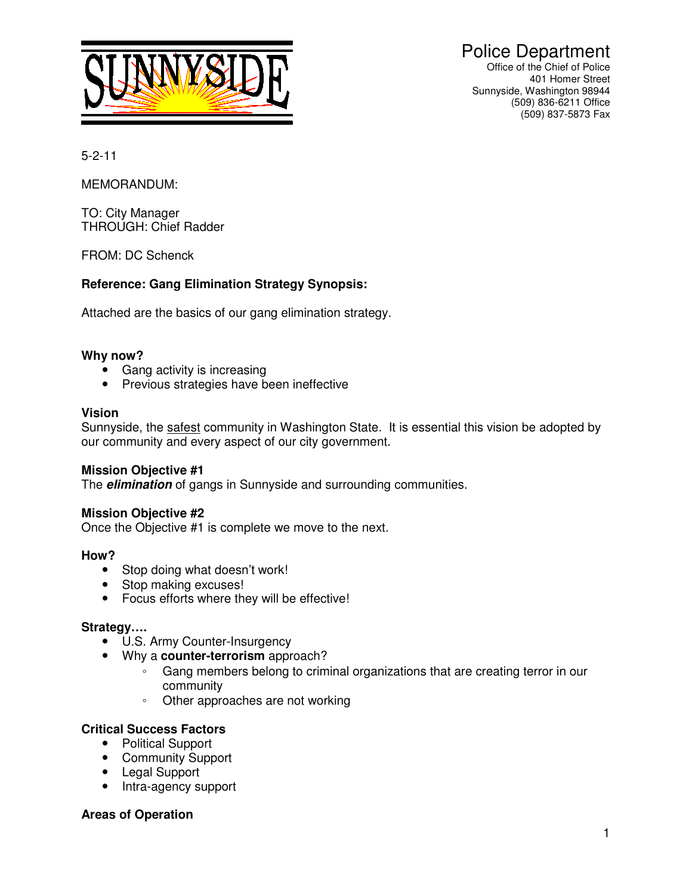SUNNYSIDE

Police Department
Office of the Chief of Police
401 Homer Street
Sunnyside, Washington 98944
(509) 836-6211 Office
(509) 837-5873 Fax

5-2-11

MEMORANDUM:

TO: City Manager
THROUGH: Chief Radder

FROM: DC Schenck

**Reference: Gang Elimination Strategy Synopsis:**

Attached are the basics of our gang elimination strategy.

**Why now?**

- Gang activity is increasing
- Previous strategies have been ineffective

**Vision**

Sunnyside, the <u>safest</u> community in Washington State. It is essential this vision be adopted by our community and every aspect of our city government.

**Mission Objective #1**

The ***elimination*** of gangs in Sunnyside and surrounding communities.

**Mission Objective #2**

Once the Objective #1 is complete we move to the next.

**How?**

- Stop doing what doesn't work!
- Stop making excuses!
- Focus efforts where they will be effective!

**Strategy….**

- U.S. Army Counter-Insurgency
- Why a **counter-terrorism** approach?
  - Gang members belong to criminal organizations that are creating terror in our community
  - Other approaches are not working

**Critical Success Factors**

- Political Support
- Community Support
- Legal Support
- Intra-agency support

**Areas of Operation**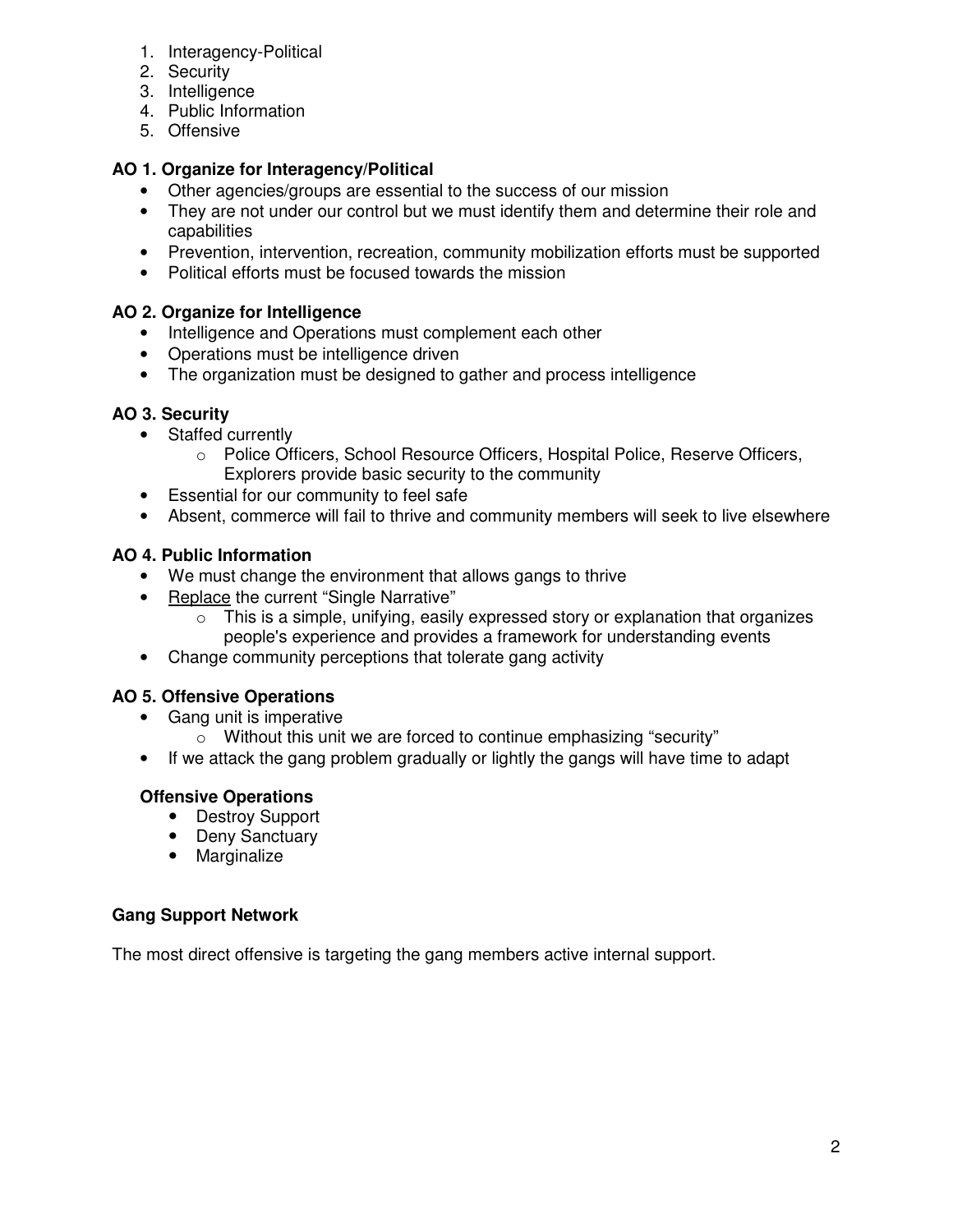1. Interagency-Political
2. Security
3. Intelligence
4. Public Information
5. Offensive

**AO 1. Organize for Interagency/Political**

- Other agencies/groups are essential to the success of our mission
- They are not under our control but we must identify them and determine their role and capabilities
- Prevention, intervention, recreation, community mobilization efforts must be supported
- Political efforts must be focused towards the mission

**AO 2. Organize for Intelligence**

- Intelligence and Operations must complement each other
- Operations must be intelligence driven
- The organization must be designed to gather and process intelligence

**AO 3. Security**

- Staffed currently
  - Police Officers, School Resource Officers, Hospital Police, Reserve Officers, Explorers provide basic security to the community
- Essential for our community to feel safe
- Absent, commerce will fail to thrive and community members will seek to live elsewhere

**AO 4. Public Information**

- We must change the environment that allows gangs to thrive
- <u>Replace</u> the current "Single Narrative"
  - This is a simple, unifying, easily expressed story or explanation that organizes people's experience and provides a framework for understanding events
- Change community perceptions that tolerate gang activity

**AO 5. Offensive Operations**

- Gang unit is imperative
  - Without this unit we are forced to continue emphasizing "security"
- If we attack the gang problem gradually or lightly the gangs will have time to adapt

**Offensive Operations**

- Destroy Support
- Deny Sanctuary
- Marginalize

**Gang Support Network**

The most direct offensive is targeting the gang members active internal support.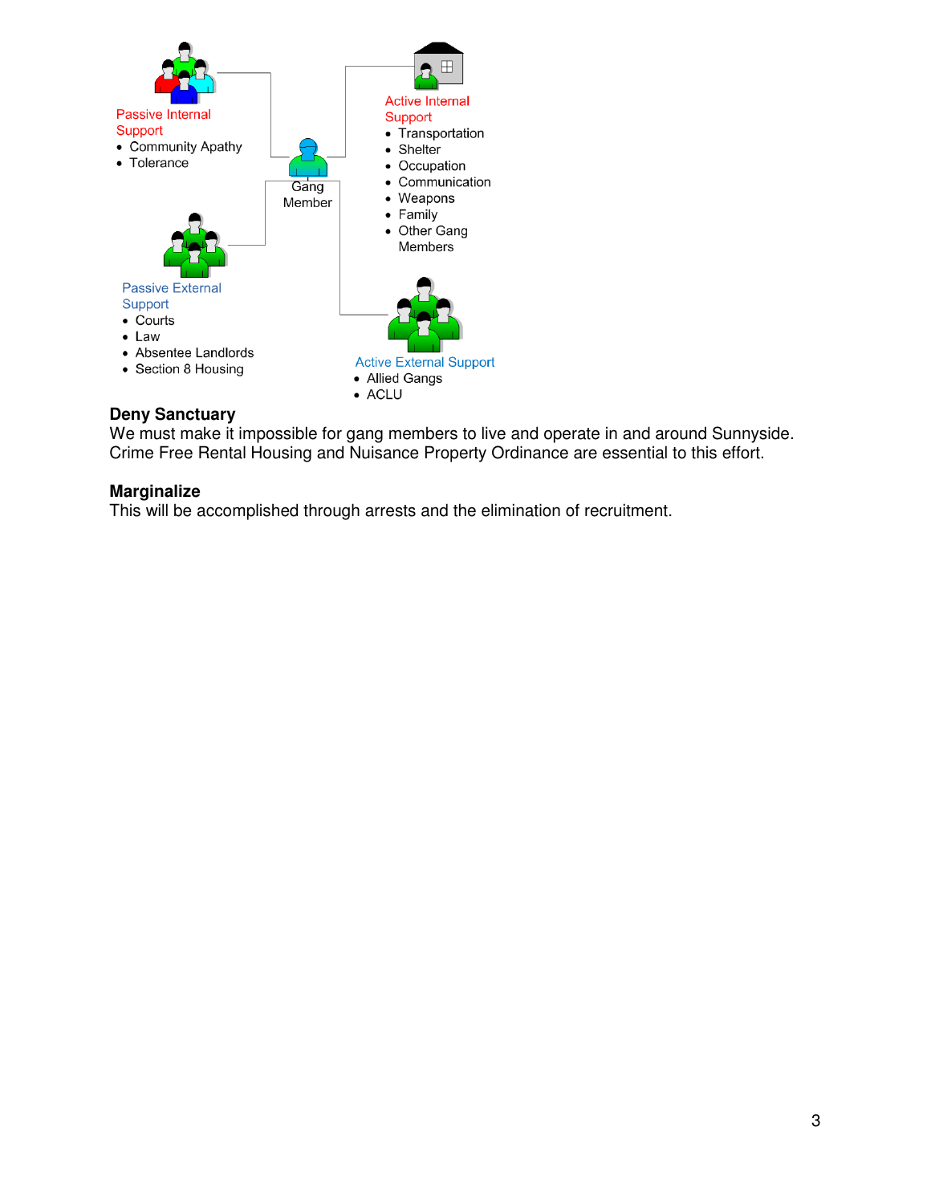Passive Internal Support

- Community Apathy
- Tolerance

Gang Member

Active Internal Support

- Transportation
- Shelter
- Occupation
- Communication
- Weapons
- Family
- Other Gang Members

Passive External Support

- Courts
- Law
- Absentee Landlords
- Section 8 Housing

Active External Support

- Allied Gangs
- ACLU

**Deny Sanctuary**

We must make it impossible for gang members to live and operate in and around Sunnyside. Crime Free Rental Housing and Nuisance Property Ordinance are essential to this effort.

**Marginalize**

This will be accomplished through arrests and the elimination of recruitment.